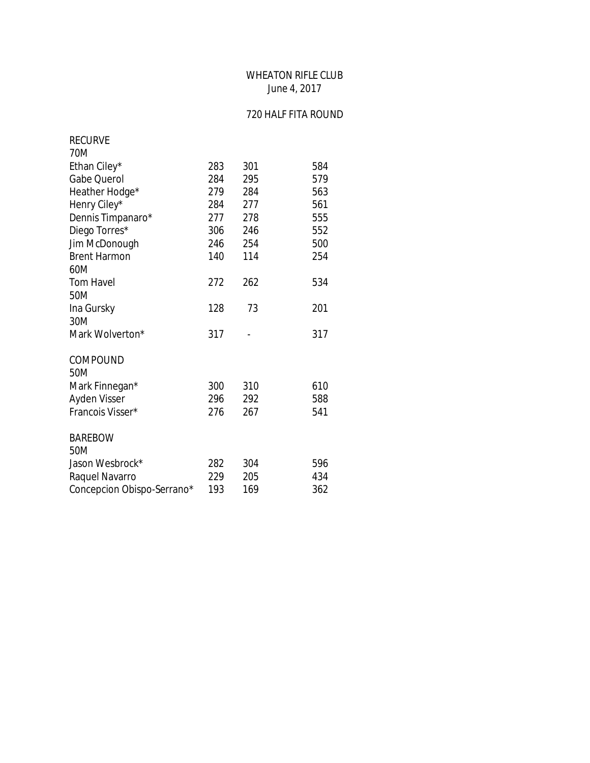# WHEATON RIFLE CLUB

June 4, 2017

## 720 HALF FITA ROUND

| | | | |
|---|---|---|---|
| **RECURVE** | | | |
| 70M | | | |
| Ethan Ciley* | 283 | 301 | 584 |
| Gabe Querol | 284 | 295 | 579 |
| Heather Hodge* | 279 | 284 | 563 |
| Henry Ciley* | 284 | 277 | 561 |
| Dennis Timpanaro* | 277 | 278 | 555 |
| Diego Torres* | 306 | 246 | 552 |
| Jim McDonough | 246 | 254 | 500 |
| Brent Harmon | 140 | 114 | 254 |
| 60M | | | |
| Tom Havel | 272 | 262 | 534 |
| 50M | | | |
| Ina Gursky | 128 | 73 | 201 |
| 30M | | | |
| Mark Wolverton* | 317 | - | 317 |
| **COMPOUND** | | | |
| 50M | | | |
| Mark Finnegan* | 300 | 310 | 610 |
| Ayden Visser | 296 | 292 | 588 |
| Francois Visser* | 276 | 267 | 541 |
| **BAREBOW** | | | |
| 50M | | | |
| Jason Wesbrock* | 282 | 304 | 596 |
| Raquel Navarro | 229 | 205 | 434 |
| Concepcion Obispo-Serrano* | 193 | 169 | 362 |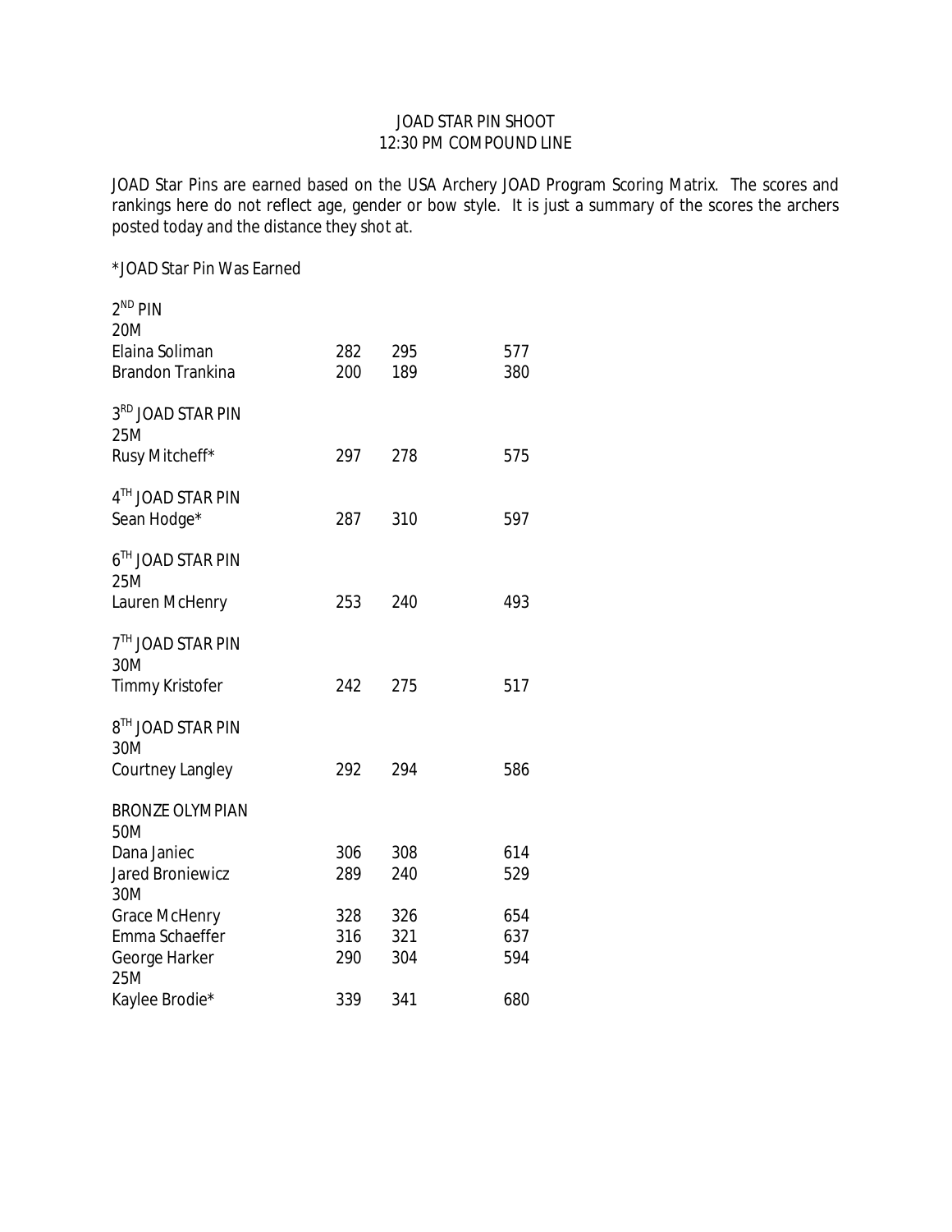JOAD STAR PIN SHOOT
12:30 PM COMPOUND LINE

JOAD Star Pins are earned based on the USA Archery JOAD Program Scoring Matrix. The scores and rankings here do not reflect age, gender or bow style. It is just a summary of the scores the archers posted today and the distance they shot at.

*JOAD Star Pin Was Earned

| | | | |
|---|---|---|---|
| 2ND PIN | | | |
| 20M | | | |
| Elaina Soliman | 282 | 295 | 577 |
| Brandon Trankina | 200 | 189 | 380 |
| | | | |
| 3RD JOAD STAR PIN | | | |
| 25M | | | |
| Rusy Mitcheff* | 297 | 278 | 575 |
| | | | |
| 4TH JOAD STAR PIN | | | |
| Sean Hodge* | 287 | 310 | 597 |
| | | | |
| 6TH JOAD STAR PIN | | | |
| 25M | | | |
| Lauren McHenry | 253 | 240 | 493 |
| | | | |
| 7TH JOAD STAR PIN | | | |
| 30M | | | |
| Timmy Kristofer | 242 | 275 | 517 |
| | | | |
| 8TH JOAD STAR PIN | | | |
| 30M | | | |
| Courtney Langley | 292 | 294 | 586 |
| | | | |
| BRONZE OLYMPIAN | | | |
| 50M | | | |
| Dana Janiec | 306 | 308 | 614 |
| Jared Broniewicz | 289 | 240 | 529 |
| 30M | | | |
| Grace McHenry | 328 | 326 | 654 |
| Emma Schaeffer | 316 | 321 | 637 |
| George Harker | 290 | 304 | 594 |
| 25M | | | |
| Kaylee Brodie* | 339 | 341 | 680 |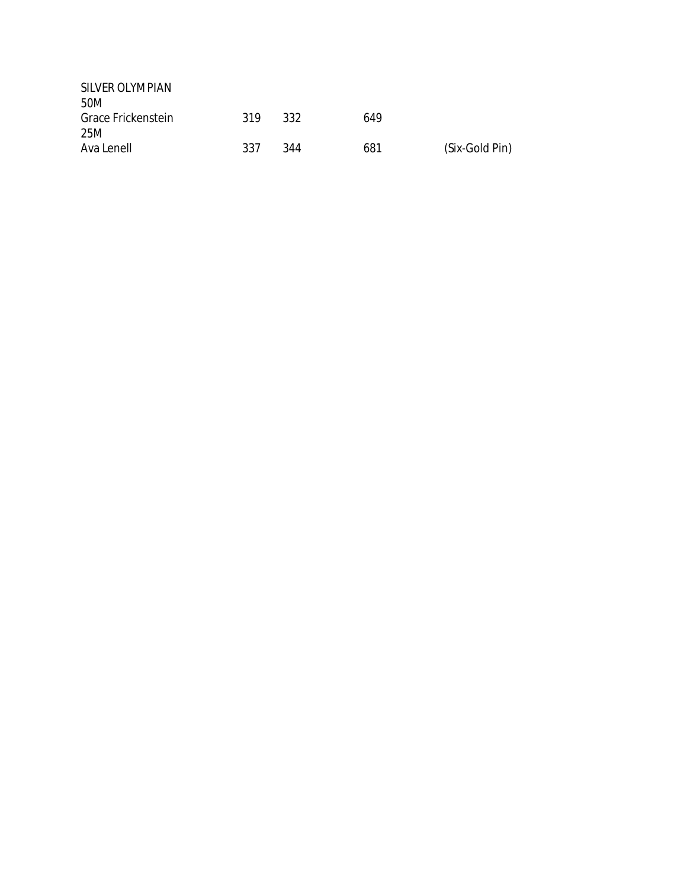SILVER OLYMPIAN

| | | | | |
|---|---|---|---|---|
| 50M | | | | |
| Grace Frickenstein | 319 | 332 | 649 | |
| 25M | | | | |
| Ava Lenell | 337 | 344 | 681 | (Six-Gold Pin) |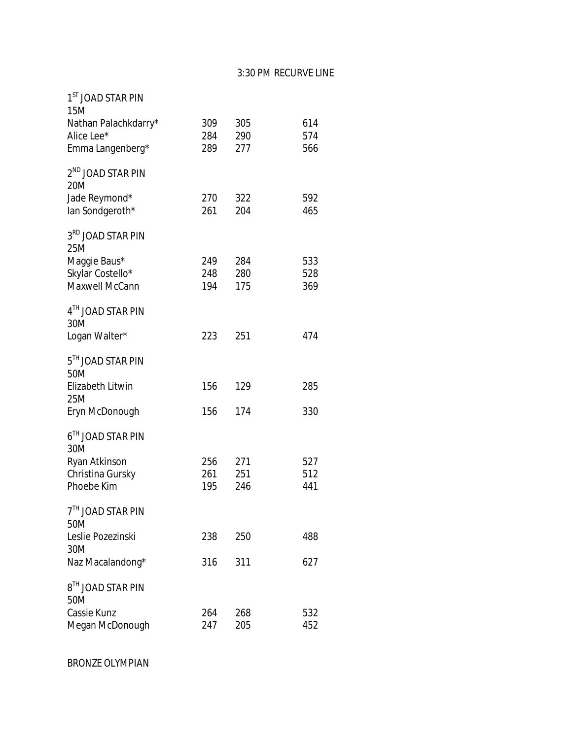3:30 PM RECURVE LINE

| | | | |
|---|---|---|---|
| 1ST JOAD STAR PIN | | | |
| 15M | | | |
| Nathan Palachkdarry* | 309 | 305 | 614 |
| Alice Lee* | 284 | 290 | 574 |
| Emma Langenberg* | 289 | 277 | 566 |
| | | | |
| 2ND JOAD STAR PIN | | | |
| 20M | | | |
| Jade Reymond* | 270 | 322 | 592 |
| Ian Sondgeroth* | 261 | 204 | 465 |
| | | | |
| 3RD JOAD STAR PIN | | | |
| 25M | | | |
| Maggie Baus* | 249 | 284 | 533 |
| Skylar Costello* | 248 | 280 | 528 |
| Maxwell McCann | 194 | 175 | 369 |
| | | | |
| 4TH JOAD STAR PIN | | | |
| 30M | | | |
| Logan Walter* | 223 | 251 | 474 |
| | | | |
| 5TH JOAD STAR PIN | | | |
| 50M | | | |
| Elizabeth Litwin | 156 | 129 | 285 |
| 25M | | | |
| Eryn McDonough | 156 | 174 | 330 |
| | | | |
| 6TH JOAD STAR PIN | | | |
| 30M | | | |
| Ryan Atkinson | 256 | 271 | 527 |
| Christina Gursky | 261 | 251 | 512 |
| Phoebe Kim | 195 | 246 | 441 |
| | | | |
| 7TH JOAD STAR PIN | | | |
| 50M | | | |
| Leslie Pozezinski | 238 | 250 | 488 |
| 30M | | | |
| Naz Macalandong* | 316 | 311 | 627 |
| | | | |
| 8TH JOAD STAR PIN | | | |
| 50M | | | |
| Cassie Kunz | 264 | 268 | 532 |
| Megan McDonough | 247 | 205 | 452 |

BRONZE OLYMPIAN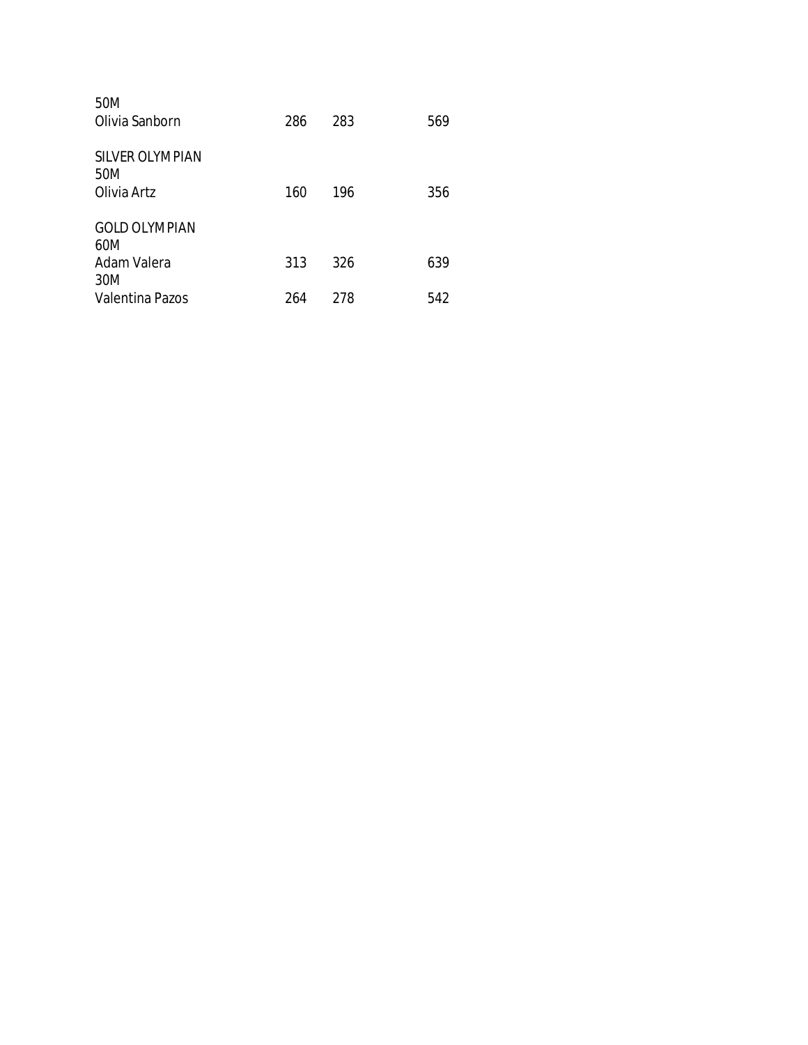| | | | |
|---|---|---|---|
| 50M | | | |
| Olivia Sanborn | 286 | 283 | 569 |
| | | | |
| SILVER OLYMPIAN | | | |
| 50M | | | |
| Olivia Artz | 160 | 196 | 356 |
| | | | |
| GOLD OLYMPIAN | | | |
| 60M | | | |
| Adam Valera | 313 | 326 | 639 |
| 30M | | | |
| Valentina Pazos | 264 | 278 | 542 |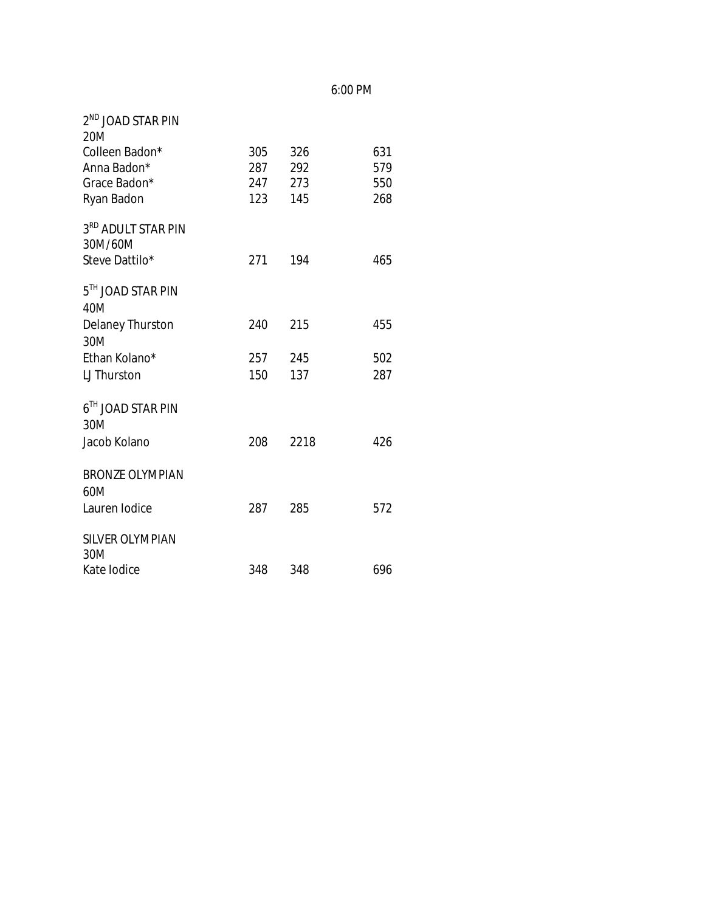6:00 PM

| | | | |
|---|---|---|---|
| 2ND JOAD STAR PIN | | | |
| 20M | | | |
| Colleen Badon* | 305 | 326 | 631 |
| Anna Badon* | 287 | 292 | 579 |
| Grace Badon* | 247 | 273 | 550 |
| Ryan Badon | 123 | 145 | 268 |
| 3RD ADULT STAR PIN | | | |
| 30M/60M | | | |
| Steve Dattilo* | 271 | 194 | 465 |
| 5TH JOAD STAR PIN | | | |
| 40M | | | |
| Delaney Thurston | 240 | 215 | 455 |
| 30M | | | |
| Ethan Kolano* | 257 | 245 | 502 |
| LJ Thurston | 150 | 137 | 287 |
| 6TH JOAD STAR PIN | | | |
| 30M | | | |
| Jacob Kolano | 208 | 2218 | 426 |
| BRONZE OLYMPIAN | | | |
| 60M | | | |
| Lauren Iodice | 287 | 285 | 572 |
| SILVER OLYMPIAN | | | |
| 30M | | | |
| Kate Iodice | 348 | 348 | 696 |